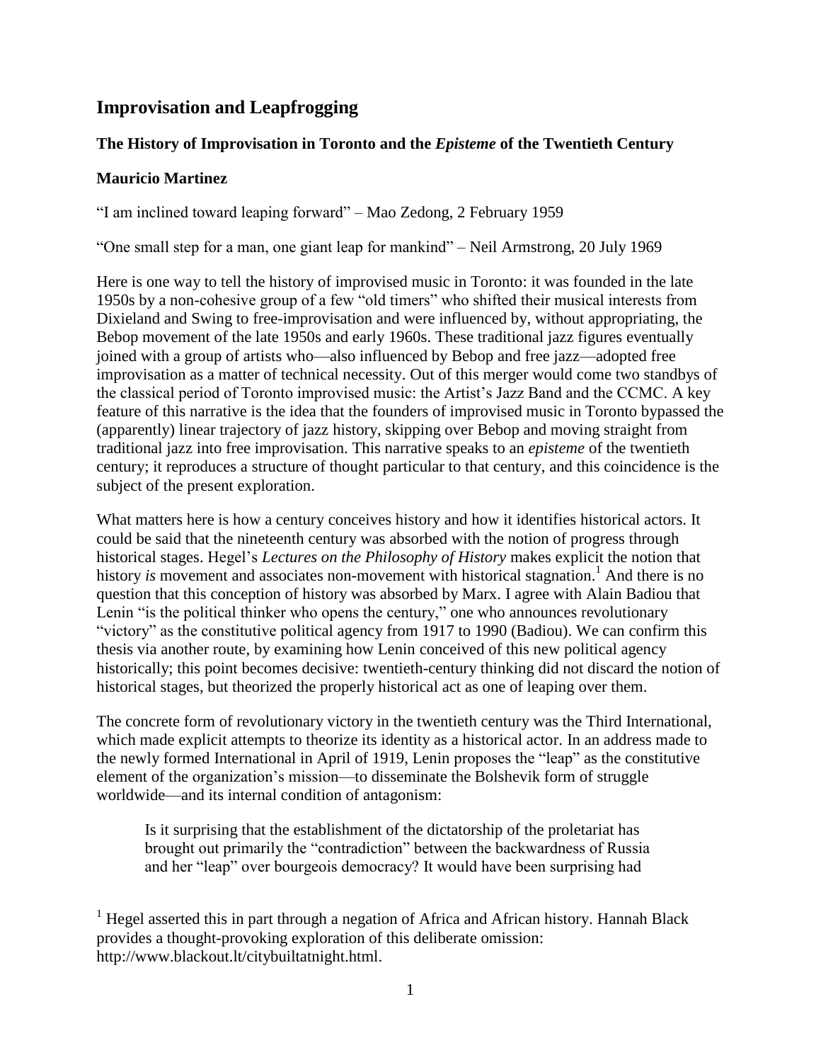## Improvisation and Leapfrogging

### The History of Improvisation in Toronto and the *Episteme* of the Twentieth Century

### Mauricio Martinez

"I am inclined toward leaping forward" – Mao Zedong, 2 February 1959

"One small step for a man, one giant leap for mankind" – Neil Armstrong, 20 July 1969

Here is one way to tell the history of improvised music in Toronto: it was founded in the late 1950s by a non-cohesive group of a few "old timers" who shifted their musical interests from Dixieland and Swing to free-improvisation and were influenced by, without appropriating, the Bebop movement of the late 1950s and early 1960s. These traditional jazz figures eventually joined with a group of artists who—also influenced by Bebop and free jazz—adopted free improvisation as a matter of technical necessity. Out of this merger would come two standbys of the classical period of Toronto improvised music: the Artist's Jazz Band and the CCMC. A key feature of this narrative is the idea that the founders of improvised music in Toronto bypassed the (apparently) linear trajectory of jazz history, skipping over Bebop and moving straight from traditional jazz into free improvisation. This narrative speaks to an *episteme* of the twentieth century; it reproduces a structure of thought particular to that century, and this coincidence is the subject of the present exploration.

What matters here is how a century conceives history and how it identifies historical actors. It could be said that the nineteenth century was absorbed with the notion of progress through historical stages. Hegel's *Lectures on the Philosophy of History* makes explicit the notion that history *is* movement and associates non-movement with historical stagnation.[1] And there is no question that this conception of history was absorbed by Marx. I agree with Alain Badiou that Lenin "is the political thinker who opens the century," one who announces revolutionary "victory" as the constitutive political agency from 1917 to 1990 (Badiou). We can confirm this thesis via another route, by examining how Lenin conceived of this new political agency historically; this point becomes decisive: twentieth-century thinking did not discard the notion of historical stages, but theorized the properly historical act as one of leaping over them.

The concrete form of revolutionary victory in the twentieth century was the Third International, which made explicit attempts to theorize its identity as a historical actor. In an address made to the newly formed International in April of 1919, Lenin proposes the "leap" as the constitutive element of the organization's mission—to disseminate the Bolshevik form of struggle worldwide—and its internal condition of antagonism:

> Is it surprising that the establishment of the dictatorship of the proletariat has brought out primarily the "contradiction" between the backwardness of Russia and her "leap" over bourgeois democracy? It would have been surprising had

[1] Hegel asserted this in part through a negation of Africa and African history. Hannah Black provides a thought-provoking exploration of this deliberate omission: http://www.blackout.lt/citybuiltatnight.html.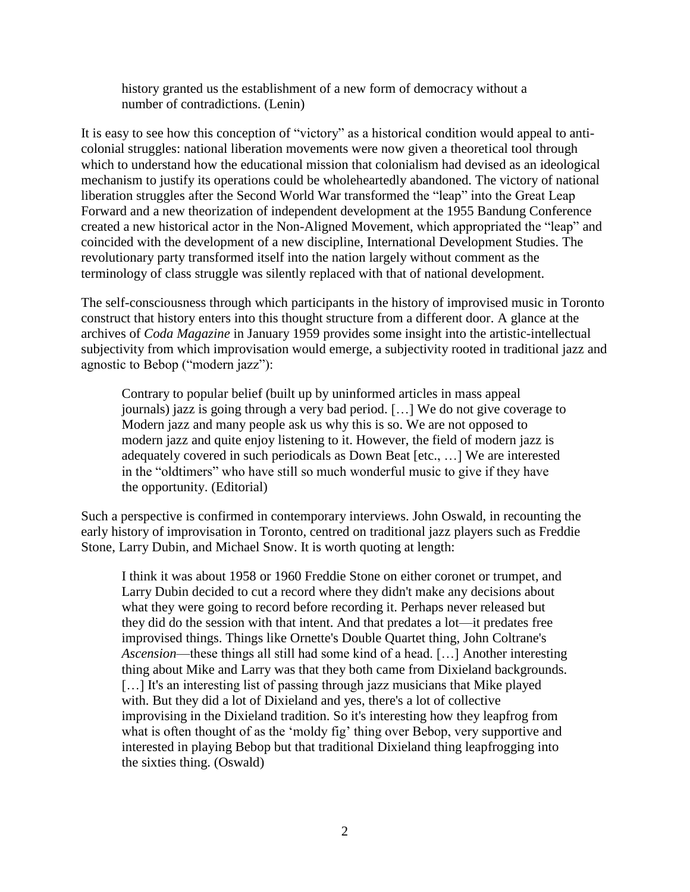> history granted us the establishment of a new form of democracy without a number of contradictions. (Lenin)

It is easy to see how this conception of "victory" as a historical condition would appeal to anti-colonial struggles: national liberation movements were now given a theoretical tool through which to understand how the educational mission that colonialism had devised as an ideological mechanism to justify its operations could be wholeheartedly abandoned. The victory of national liberation struggles after the Second World War transformed the "leap" into the Great Leap Forward and a new theorization of independent development at the 1955 Bandung Conference created a new historical actor in the Non-Aligned Movement, which appropriated the "leap" and coincided with the development of a new discipline, International Development Studies. The revolutionary party transformed itself into the nation largely without comment as the terminology of class struggle was silently replaced with that of national development.

The self-consciousness through which participants in the history of improvised music in Toronto construct that history enters into this thought structure from a different door. A glance at the archives of *Coda Magazine* in January 1959 provides some insight into the artistic-intellectual subjectivity from which improvisation would emerge, a subjectivity rooted in traditional jazz and agnostic to Bebop ("modern jazz"):

> Contrary to popular belief (built up by uninformed articles in mass appeal journals) jazz is going through a very bad period. […] We do not give coverage to Modern jazz and many people ask us why this is so. We are not opposed to modern jazz and quite enjoy listening to it. However, the field of modern jazz is adequately covered in such periodicals as Down Beat [etc., …] We are interested in the "oldtimers" who have still so much wonderful music to give if they have the opportunity. (Editorial)

Such a perspective is confirmed in contemporary interviews. John Oswald, in recounting the early history of improvisation in Toronto, centred on traditional jazz players such as Freddie Stone, Larry Dubin, and Michael Snow. It is worth quoting at length:

> I think it was about 1958 or 1960 Freddie Stone on either coronet or trumpet, and Larry Dubin decided to cut a record where they didn't make any decisions about what they were going to record before recording it. Perhaps never released but they did do the session with that intent. And that predates a lot—it predates free improvised things. Things like Ornette's Double Quartet thing, John Coltrane's *Ascension*—these things all still had some kind of a head. […] Another interesting thing about Mike and Larry was that they both came from Dixieland backgrounds. […] It's an interesting list of passing through jazz musicians that Mike played with. But they did a lot of Dixieland and yes, there's a lot of collective improvising in the Dixieland tradition. So it's interesting how they leapfrog from what is often thought of as the 'moldy fig' thing over Bebop, very supportive and interested in playing Bebop but that traditional Dixieland thing leapfrogging into the sixties thing. (Oswald)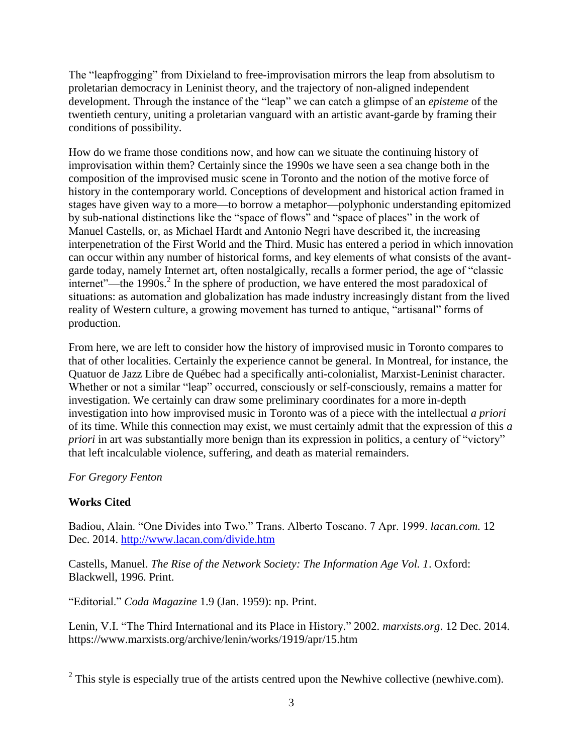The "leapfrogging" from Dixieland to free-improvisation mirrors the leap from absolutism to proletarian democracy in Leninist theory, and the trajectory of non-aligned independent development. Through the instance of the "leap" we can catch a glimpse of an *episteme* of the twentieth century, uniting a proletarian vanguard with an artistic avant-garde by framing their conditions of possibility.

How do we frame those conditions now, and how can we situate the continuing history of improvisation within them? Certainly since the 1990s we have seen a sea change both in the composition of the improvised music scene in Toronto and the notion of the motive force of history in the contemporary world. Conceptions of development and historical action framed in stages have given way to a more—to borrow a metaphor—polyphonic understanding epitomized by sub-national distinctions like the "space of flows" and "space of places" in the work of Manuel Castells, or, as Michael Hardt and Antonio Negri have described it, the increasing interpenetration of the First World and the Third. Music has entered a period in which innovation can occur within any number of historical forms, and key elements of what consists of the avant-garde today, namely Internet art, often nostalgically, recalls a former period, the age of "classic internet"—the 1990s.[2] In the sphere of production, we have entered the most paradoxical of situations: as automation and globalization has made industry increasingly distant from the lived reality of Western culture, a growing movement has turned to antique, "artisanal" forms of production.

From here, we are left to consider how the history of improvised music in Toronto compares to that of other localities. Certainly the experience cannot be general. In Montreal, for instance, the Quatuor de Jazz Libre de Québec had a specifically anti-colonialist, Marxist-Leninist character. Whether or not a similar "leap" occurred, consciously or self-consciously, remains a matter for investigation. We certainly can draw some preliminary coordinates for a more in-depth investigation into how improvised music in Toronto was of a piece with the intellectual *a priori* of its time. While this connection may exist, we must certainly admit that the expression of this *a priori* in art was substantially more benign than its expression in politics, a century of "victory" that left incalculable violence, suffering, and death as material remainders.

*For Gregory Fenton*

**Works Cited**

Badiou, Alain. "One Divides into Two." Trans. Alberto Toscano. 7 Apr. 1999. *lacan.com.* 12 Dec. 2014. http://www.lacan.com/divide.htm

Castells, Manuel. *The Rise of the Network Society: The Information Age Vol. 1*. Oxford: Blackwell, 1996. Print.

"Editorial." *Coda Magazine* 1.9 (Jan. 1959): np. Print.

Lenin, V.I. "The Third International and its Place in History." 2002. *marxists.org*. 12 Dec. 2014. https://www.marxists.org/archive/lenin/works/1919/apr/15.htm

[2] This style is especially true of the artists centred upon the Newhive collective (newhive.com).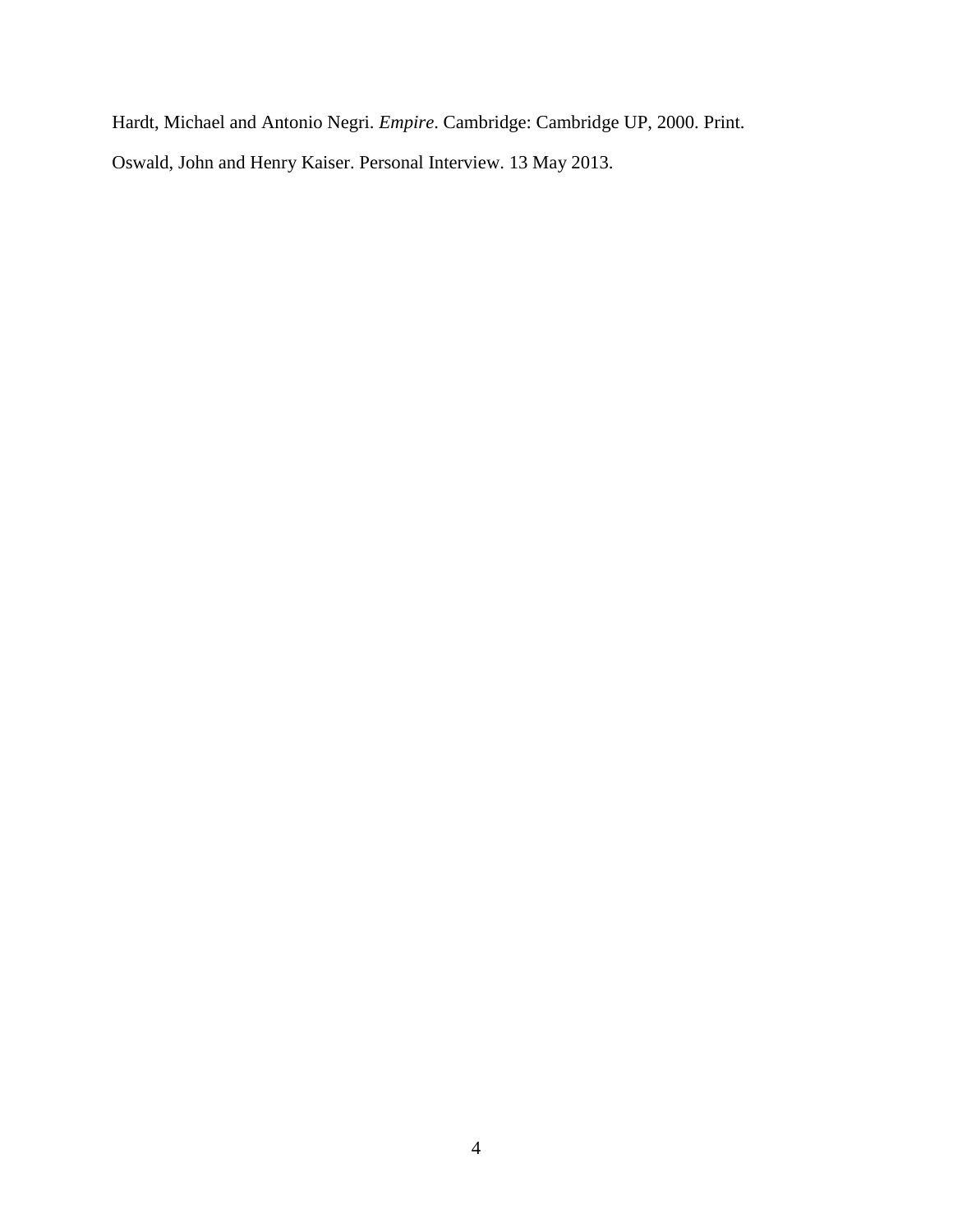Hardt, Michael and Antonio Negri. *Empire*. Cambridge: Cambridge UP, 2000. Print.

Oswald, John and Henry Kaiser. Personal Interview. 13 May 2013.